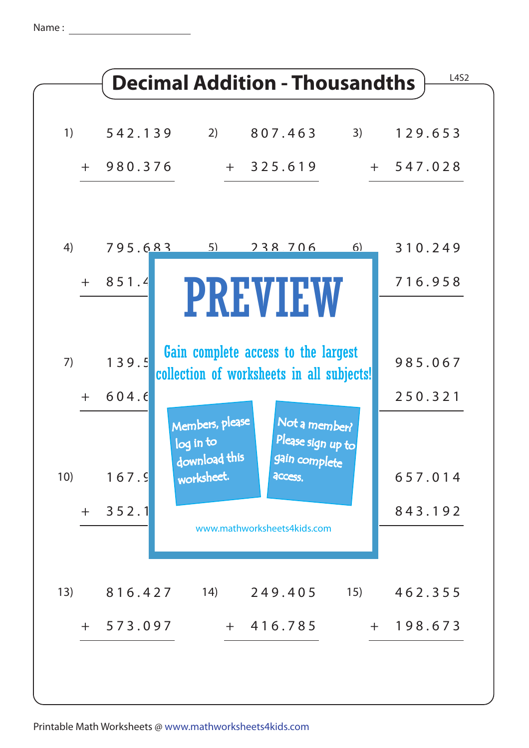Name : ____________________

# Decimal Addition - Thousandths

L4S2

1) $542.139 + 980.376$

2) $807.463 + 325.619$

3) $129.653 + 547.028$

4) $795.683 + 851.4$

5) $238.706$

6) $310.249 + 716.958$

7) $139.5 + 604.6$

9) $985.067 + 250.321$

10) $167.9 + 352.1$

12) $657.014 + 843.192$

13) $816.427 + 573.097$

14) $249.405 + 416.785$

15) $462.355 + 198.673$

PREVIEW

Gain complete access to the largest collection of worksheets in all subjects!

Members, please log in to download this worksheet.

Not a member? Please sign up to gain complete access.

www.mathworksheets4kids.com

Printable Math Worksheets @ www.mathworksheets4kids.com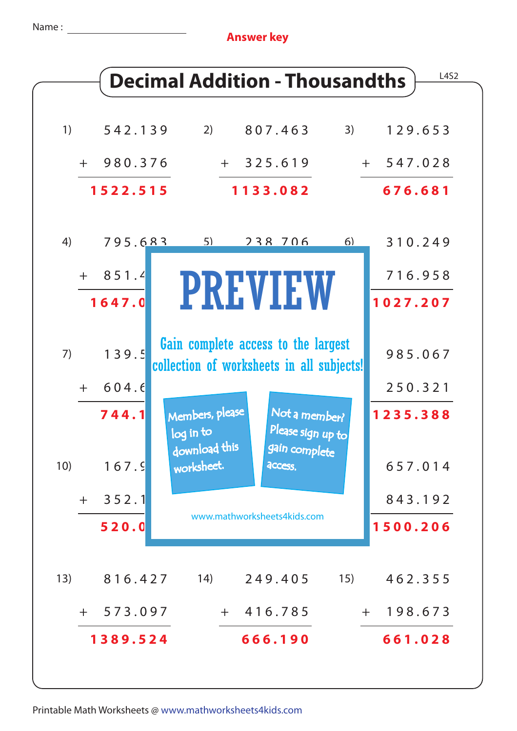Name : ____________________

**Answer key**

# Decimal Addition - Thousandths

L4S2

1) 542.139 + 980.376 = **1522.515**

2) 807.463 + 325.619 = **1133.082**

3) 129.653 + 547.028 = **676.681**

4) 795.683 + 851.4 = **1647.0**

5) 238.706

6) 310.249 + 716.958 = **1027.207**

7) 139.5 + 604.6 = **744.1**

9) 985.067 + 250.321 = **1235.388**

10) 167.9 + 352.1 = **520.0**

12) 657.014 + 843.192 = **1500.206**

13) 816.427 + 573.097 = **1389.524**

14) 249.405 + 416.785 = **666.190**

15) 462.355 + 198.673 = **661.028**

PREVIEW

Gain complete access to the largest collection of worksheets in all subjects!

Members, please log in to download this worksheet.

Not a member? Please sign up to gain complete access.

www.mathworksheets4kids.com

Printable Math Worksheets @ www.mathworksheets4kids.com